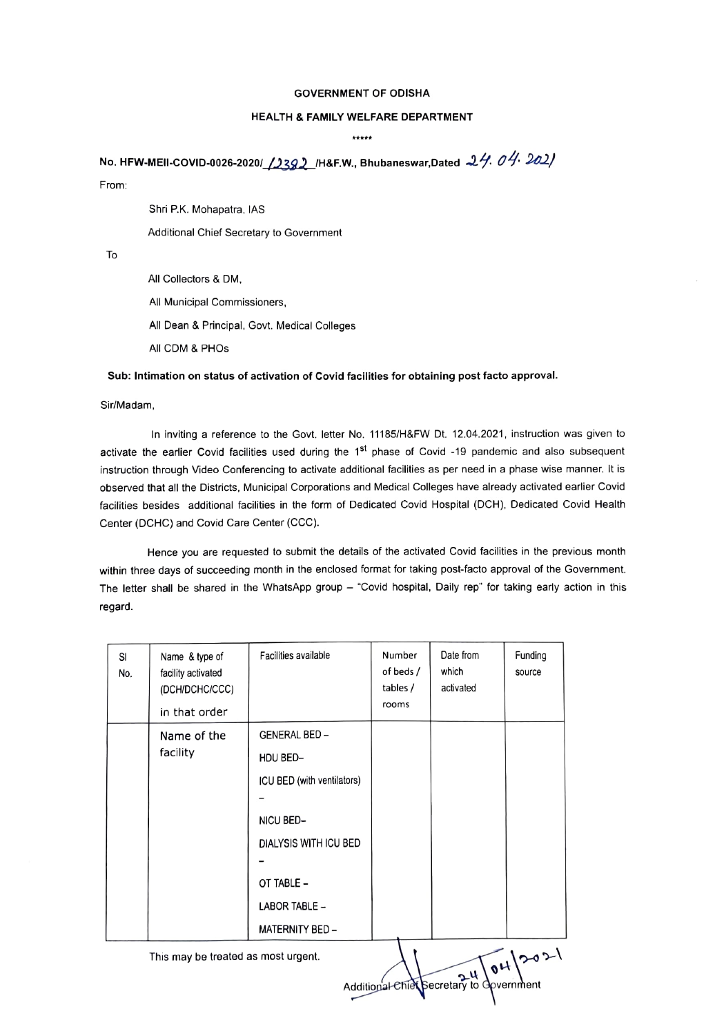**GOVERNMENT OF ODISHA**

**HEALTH & FAMILY WELFARE DEPARTMENT**

\*\*\*\*\*

**No. HFW-MEII-COVID-0026-2020/ 12382 /H&F.W., Bhubaneswar,Dated** 24. 04. 2021

From:

Shri P.K. Mohapatra, IAS

Additional Chief Secretary to Government

To

All Collectors & DM,

All Municipal Commissioners,

All Dean & Principal, Govt. Medical Colleges

All CDM & PHOs

**Sub: Intimation on status of activation of Covid facilities for obtaining post facto approval.**

Sir/Madam,

In inviting a reference to the Govt. letter No. 11185/H&FW Dt. 12.04.2021, instruction was given to activate the earlier Covid facilities used during the 1st phase of Covid -19 pandemic and also subsequent instruction through Video Conferencing to activate additional facilities as per need in a phase wise manner. It is observed that all the Districts, Municipal Corporations and Medical Colleges have already activated earlier Covid facilities besides additional facilities in the form of Dedicated Covid Hospital (DCH), Dedicated Covid Health Center (DCHC) and Covid Care Center (CCC).

Hence you are requested to submit the details of the activated Covid facilities in the previous month within three days of succeeding month in the enclosed format for taking post-facto approval of the Government. The letter shall be shared in the WhatsApp group – "Covid hospital, Daily rep" for taking early action in this regard.

| Sl No. | Name & type of facility activated (DCH/DCHC/CCC) in that order | Facilities available | Number of beds / tables / rooms | Date from which activated | Funding source |
|---|---|---|---|---|---|
| | Name of the facility | GENERAL BED –<br>HDU BED–<br>ICU BED (with ventilators) –<br>NICU BED–<br>DIALYSIS WITH ICU BED –<br>OT TABLE –<br>LABOR TABLE –<br>MATERNITY BED – | | | |

This may be treated as most urgent.

24/04/2021

Additional Chief Secretary to Government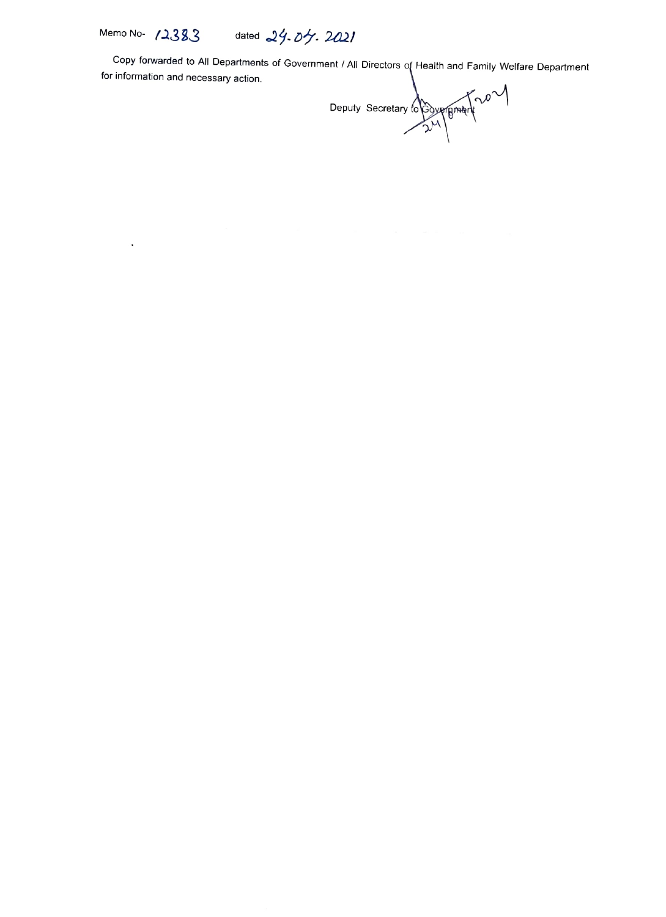Memo No- 12383 dated 24.04.2021

Copy forwarded to All Departments of Government / All Directors of Health and Family Welfare Department for information and necessary action.

Deputy Secretary to Government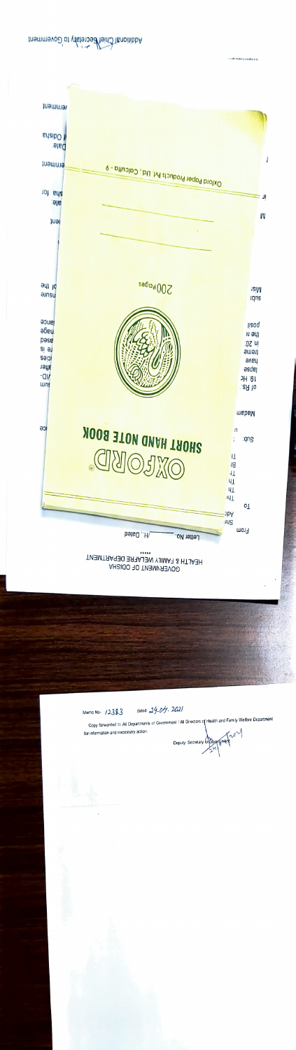Additional Chief Secretary to Government

GOVERNMENT OF ODISHA
HEALTH & FAMILY WELFARE DEPARTMENT

Letter No. ________ /H., Dated

Memo No. 12383 dated 24.04.2021

Copy forwarded to All Departments of Government / All Directors of Health and Family Welfare Department for information and necessary action.

Deputy Secretary to Government